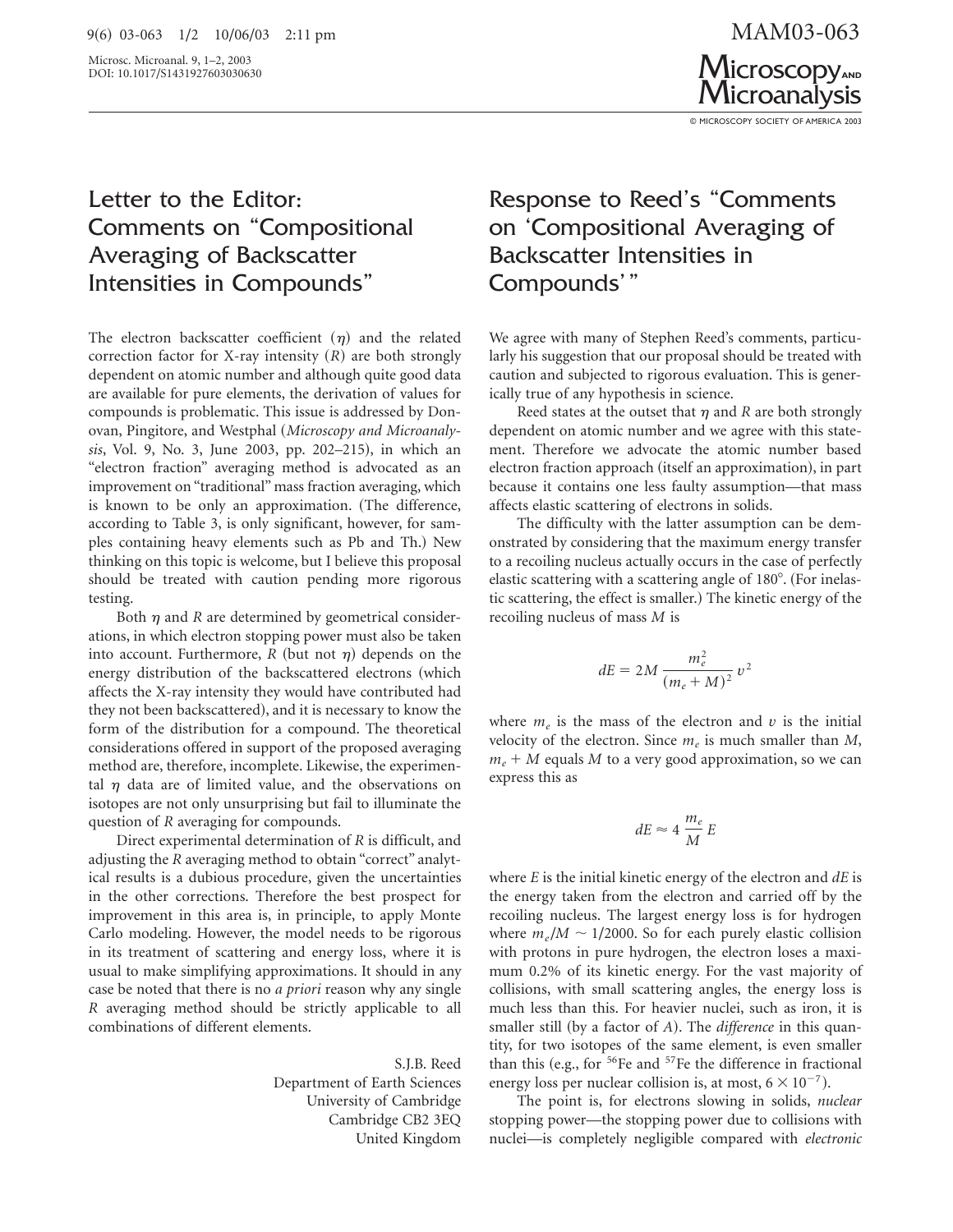# Letter to the Editor: Comments on "Compositional Averaging of Backscatter Intensities in Compounds"

The electron backscatter coefficient ($\eta$) and the related correction factor for X-ray intensity ($R$) are both strongly dependent on atomic number and although quite good data are available for pure elements, the derivation of values for compounds is problematic. This issue is addressed by Donovan, Pingitore, and Westphal (*Microscopy and Microanalysis*, Vol. 9, No. 3, June 2003, pp. 202–215), in which an "electron fraction" averaging method is advocated as an improvement on "traditional" mass fraction averaging, which is known to be only an approximation. (The difference, according to Table 3, is only significant, however, for samples containing heavy elements such as Pb and Th.) New thinking on this topic is welcome, but I believe this proposal should be treated with caution pending more rigorous testing.

Both $\eta$ and $R$ are determined by geometrical considerations, in which electron stopping power must also be taken into account. Furthermore, $R$ (but not $\eta$) depends on the energy distribution of the backscattered electrons (which affects the X-ray intensity they would have contributed had they not been backscattered), and it is necessary to know the form of the distribution for a compound. The theoretical considerations offered in support of the proposed averaging method are, therefore, incomplete. Likewise, the experimental $\eta$ data are of limited value, and the observations on isotopes are not only unsurprising but fail to illuminate the question of $R$ averaging for compounds.

Direct experimental determination of $R$ is difficult, and adjusting the $R$ averaging method to obtain "correct" analytical results is a dubious procedure, given the uncertainties in the other corrections. Therefore the best prospect for improvement in this area is, in principle, to apply Monte Carlo modeling. However, the model needs to be rigorous in its treatment of scattering and energy loss, where it is usual to make simplifying approximations. It should in any case be noted that there is no *a priori* reason why any single $R$ averaging method should be strictly applicable to all combinations of different elements.

S.J.B. Reed
Department of Earth Sciences
University of Cambridge
Cambridge CB2 3EQ
United Kingdom

# Response to Reed's "Comments on 'Compositional Averaging of Backscatter Intensities in Compounds'"

We agree with many of Stephen Reed's comments, particularly his suggestion that our proposal should be treated with caution and subjected to rigorous evaluation. This is generically true of any hypothesis in science.

Reed states at the outset that $\eta$ and $R$ are both strongly dependent on atomic number and we agree with this statement. Therefore we advocate the atomic number based electron fraction approach (itself an approximation), in part because it contains one less faulty assumption—that mass affects elastic scattering of electrons in solids.

The difficulty with the latter assumption can be demonstrated by considering that the maximum energy transfer to a recoiling nucleus actually occurs in the case of perfectly elastic scattering with a scattering angle of 180°. (For inelastic scattering, the effect is smaller.) The kinetic energy of the recoiling nucleus of mass $M$ is

$$dE = 2M \frac{m_e^2}{(m_e + M)^2} v^2$$

where $m_e$ is the mass of the electron and $v$ is the initial velocity of the electron. Since $m_e$ is much smaller than $M$, $m_e + M$ equals $M$ to a very good approximation, so we can express this as

$$dE \approx 4 \frac{m_e}{M} E$$

where $E$ is the initial kinetic energy of the electron and $dE$ is the energy taken from the electron and carried off by the recoiling nucleus. The largest energy loss is for hydrogen where $m_e/M \sim 1/2000$. So for each purely elastic collision with protons in pure hydrogen, the electron loses a maximum 0.2% of its kinetic energy. For the vast majority of collisions, with small scattering angles, the energy loss is much less than this. For heavier nuclei, such as iron, it is smaller still (by a factor of $A$). The *difference* in this quantity, for two isotopes of the same element, is even smaller than this (e.g., for $^{56}Fe$ and $^{57}Fe$ the difference in fractional energy loss per nuclear collision is, at most, $6 \times 10^{-7}$).

The point is, for electrons slowing in solids, *nuclear* stopping power—the stopping power due to collisions with nuclei—is completely negligible compared with *electronic*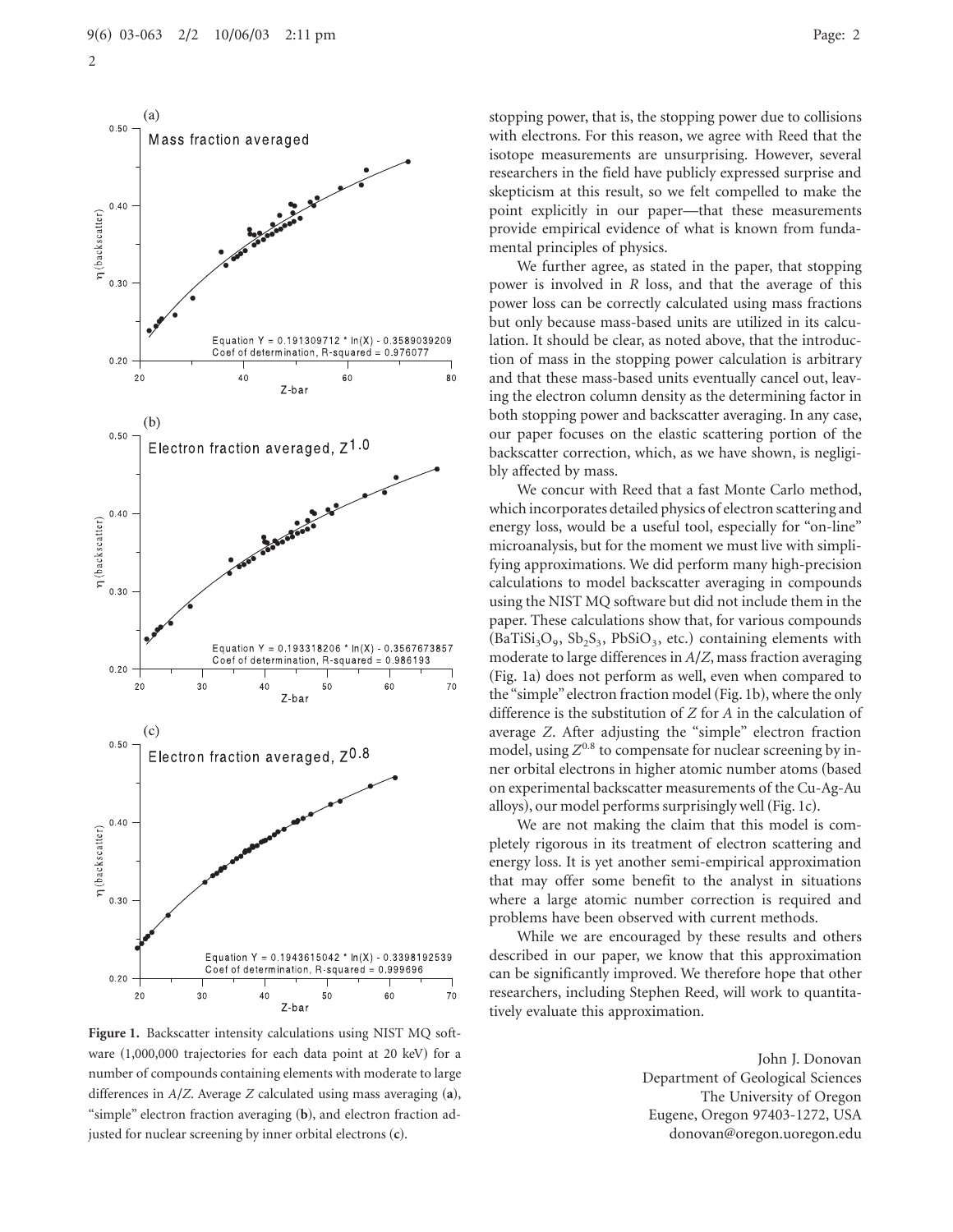(a)

Mass fraction averaged

η (backscatter)

0.50
0.40
0.30
0.20

20 40 60 80

Z-bar

Equation Y = 0.191309712 * ln(X) - 0.3589039209
Coef of determination, R-squared = 0.976077

(b)

Electron fraction averaged, $Z^{1.0}$

η (backscatter)

0.50
0.40
0.30
0.20

20 30 40 50 60 70

Z-bar

Equation Y = 0.193318206 * ln(X) - 0.3567673857
Coef of determination, R-squared = 0.986193

(c)

Electron fraction averaged, $Z^{0.8}$

η (backscatter)

0.50
0.40
0.30
0.20

20 30 40 50 60 70

Z-bar

Equation Y = 0.1943615042 * ln(X) - 0.3398192539
Coef of determination, R-squared = 0.999696

**Figure 1.** Backscatter intensity calculations using NIST MQ software (1,000,000 trajectories for each data point at 20 keV) for a number of compounds containing elements with moderate to large differences in $A/Z$. Average $Z$ calculated using mass averaging (**a**), "simple" electron fraction averaging (**b**), and electron fraction adjusted for nuclear screening by inner orbital electrons (**c**).

stopping power, that is, the stopping power due to collisions with electrons. For this reason, we agree with Reed that the isotope measurements are unsurprising. However, several researchers in the field have publicly expressed surprise and skepticism at this result, so we felt compelled to make the point explicitly in our paper—that these measurements provide empirical evidence of what is known from fundamental principles of physics.

We further agree, as stated in the paper, that stopping power is involved in $R$ loss, and that the average of this power loss can be correctly calculated using mass fractions but only because mass-based units are utilized in its calculation. It should be clear, as noted above, that the introduction of mass in the stopping power calculation is arbitrary and that these mass-based units eventually cancel out, leaving the electron column density as the determining factor in both stopping power and backscatter averaging. In any case, our paper focuses on the elastic scattering portion of the backscatter correction, which, as we have shown, is negligibly affected by mass.

We concur with Reed that a fast Monte Carlo method, which incorporates detailed physics of electron scattering and energy loss, would be a useful tool, especially for "on-line" microanalysis, but for the moment we must live with simplifying approximations. We did perform many high-precision calculations to model backscatter averaging in compounds using the NIST MQ software but did not include them in the paper. These calculations show that, for various compounds ($BaTiSi_3O_9$, $Sb_2S_3$, $PbSiO_3$, etc.) containing elements with moderate to large differences in $A/Z$, mass fraction averaging (Fig. 1a) does not perform as well, even when compared to the "simple" electron fraction model (Fig. 1b), where the only difference is the substitution of $Z$ for $A$ in the calculation of average $Z$. After adjusting the "simple" electron fraction model, using $Z^{0.8}$ to compensate for nuclear screening by inner orbital electrons in higher atomic number atoms (based on experimental backscatter measurements of the Cu-Ag-Au alloys), our model performs surprisingly well (Fig. 1c).

We are not making the claim that this model is completely rigorous in its treatment of electron scattering and energy loss. It is yet another semi-empirical approximation that may offer some benefit to the analyst in situations where a large atomic number correction is required and problems have been observed with current methods.

While we are encouraged by these results and others described in our paper, we know that this approximation can be significantly improved. We therefore hope that other researchers, including Stephen Reed, will work to quantitatively evaluate this approximation.

John J. Donovan
Department of Geological Sciences
The University of Oregon
Eugene, Oregon 97403-1272, USA
donovan@oregon.uoregon.edu